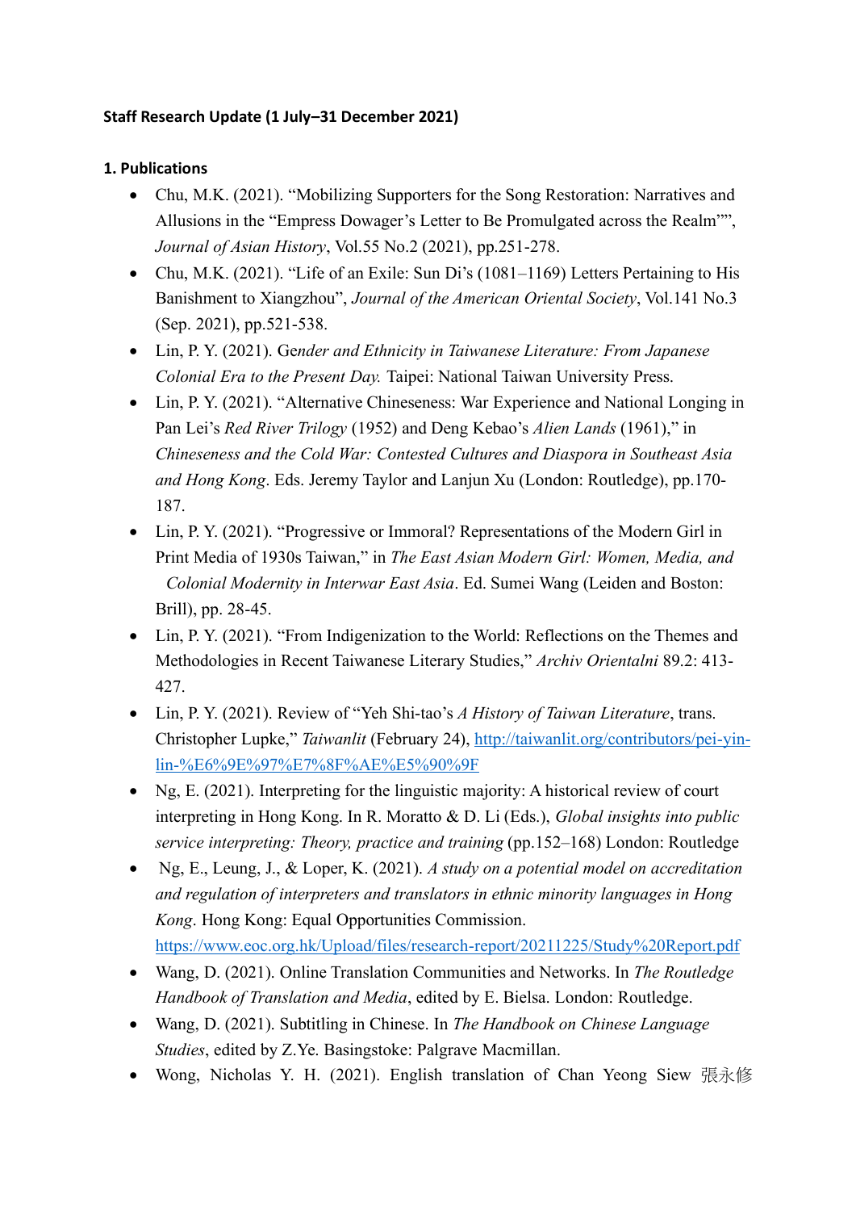**Staff Research Update (1 July–31 December 2021)**

**1. Publications**

- Chu, M.K. (2021). "Mobilizing Supporters for the Song Restoration: Narratives and Allusions in the "Empress Dowager's Letter to Be Promulgated across the Realm"", *Journal of Asian History*, Vol.55 No.2 (2021), pp.251-278.
- Chu, M.K. (2021). "Life of an Exile: Sun Di's (1081–1169) Letters Pertaining to His Banishment to Xiangzhou", *Journal of the American Oriental Society*, Vol.141 No.3 (Sep. 2021), pp.521-538.
- Lin, P. Y. (2021). Ge*nder and Ethnicity in Taiwanese Literature: From Japanese Colonial Era to the Present Day.* Taipei: National Taiwan University Press.
- Lin, P. Y. (2021). "Alternative Chineseness: War Experience and National Longing in Pan Lei's *Red River Trilogy* (1952) and Deng Kebao's *Alien Lands* (1961)," in *Chineseness and the Cold War: Contested Cultures and Diaspora in Southeast Asia and Hong Kong*. Eds. Jeremy Taylor and Lanjun Xu (London: Routledge), pp.170-187.
- Lin, P. Y. (2021). "Progressive or Immoral? Representations of the Modern Girl in Print Media of 1930s Taiwan," in *The East Asian Modern Girl: Women, Media, and Colonial Modernity in Interwar East Asia*. Ed. Sumei Wang (Leiden and Boston: Brill), pp. 28-45.
- Lin, P. Y. (2021). "From Indigenization to the World: Reflections on the Themes and Methodologies in Recent Taiwanese Literary Studies," *Archiv Orientalni* 89.2: 413-427.
- Lin, P. Y. (2021). Review of "Yeh Shi-tao's *A History of Taiwan Literature*, trans. Christopher Lupke," *Taiwanlit* (February 24), [http://taiwanlit.org/contributors/pei-yin-lin-%E6%9E%97%E7%8F%AE%E5%90%9F](http://taiwanlit.org/contributors/pei-yin-lin-%E6%9E%97%E7%8F%AE%E5%90%9F)
- Ng, E. (2021). Interpreting for the linguistic majority: A historical review of court interpreting in Hong Kong. In R. Moratto & D. Li (Eds.), *Global insights into public service interpreting: Theory, practice and training* (pp.152–168) London: Routledge
- Ng, E., Leung, J., & Loper, K. (2021). *A study on a potential model on accreditation and regulation of interpreters and translators in ethnic minority languages in Hong Kong*. Hong Kong: Equal Opportunities Commission. [https://www.eoc.org.hk/Upload/files/research-report/20211225/Study%20Report.pdf](https://www.eoc.org.hk/Upload/files/research-report/20211225/Study%20Report.pdf)
- Wang, D. (2021). Online Translation Communities and Networks. In *The Routledge Handbook of Translation and Media*, edited by E. Bielsa. London: Routledge.
- Wang, D. (2021). Subtitling in Chinese. In *The Handbook on Chinese Language Studies*, edited by Z.Ye. Basingstoke: Palgrave Macmillan.
- Wong, Nicholas Y. H. (2021). English translation of Chan Yeong Siew 張永修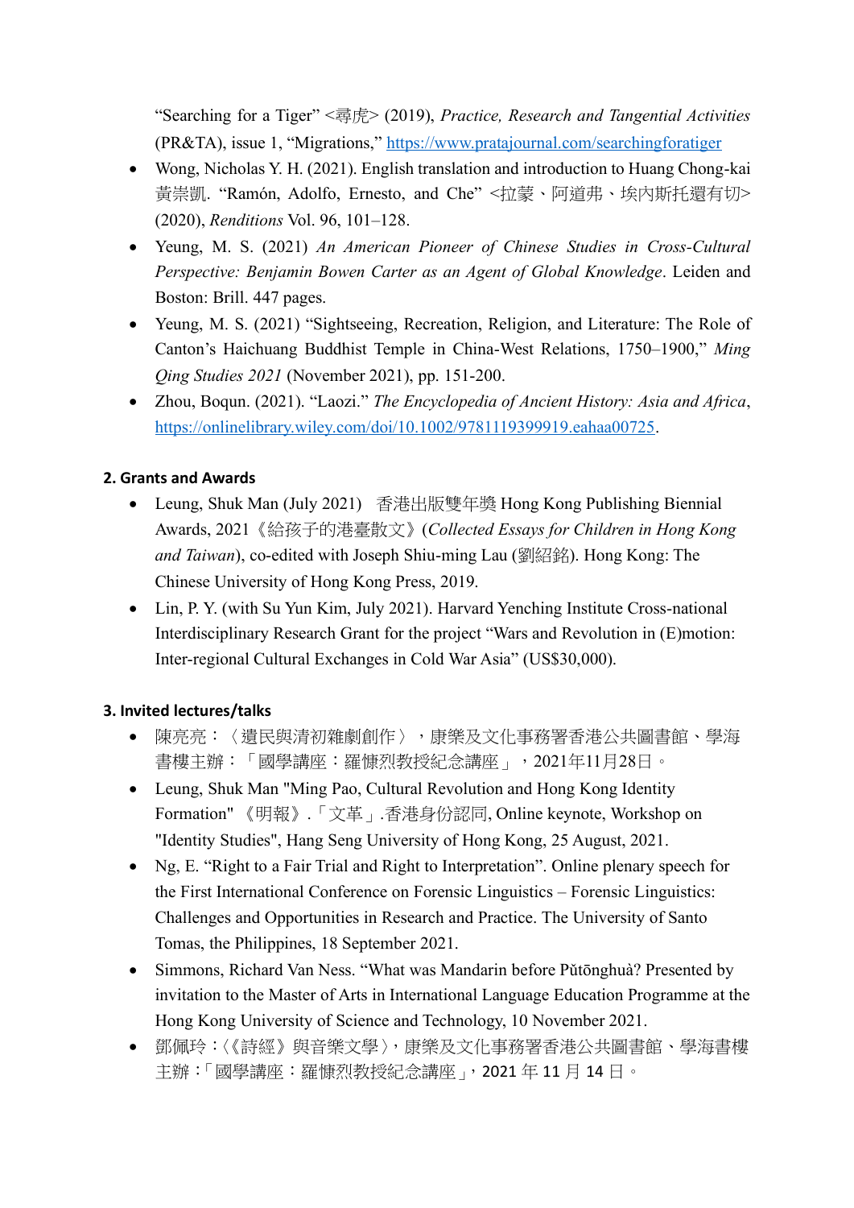"Searching for a Tiger" <尋虎> (2019), *Practice, Research and Tangential Activities* (PR&TA), issue 1, "Migrations," https://www.pratajournal.com/searchingforatiger

- Wong, Nicholas Y. H. (2021). English translation and introduction to Huang Chong-kai 黃崇凱. "Ramón, Adolfo, Ernesto, and Che" <拉蒙、阿道弗、埃內斯托還有切> (2020), *Renditions* Vol. 96, 101–128.
- Yeung, M. S. (2021) *An American Pioneer of Chinese Studies in Cross-Cultural Perspective: Benjamin Bowen Carter as an Agent of Global Knowledge*. Leiden and Boston: Brill. 447 pages.
- Yeung, M. S. (2021) "Sightseeing, Recreation, Religion, and Literature: The Role of Canton's Haichuang Buddhist Temple in China-West Relations, 1750–1900," *Ming Qing Studies 2021* (November 2021), pp. 151-200.
- Zhou, Boqun. (2021). "Laozi." *The Encyclopedia of Ancient History: Asia and Africa*, https://onlinelibrary.wiley.com/doi/10.1002/9781119399919.eahaa00725.

## 2. Grants and Awards

- Leung, Shuk Man (July 2021) 香港出版雙年獎 Hong Kong Publishing Biennial Awards, 2021《給孩子的港臺散文》(*Collected Essays for Children in Hong Kong and Taiwan*), co-edited with Joseph Shiu-ming Lau (劉紹銘). Hong Kong: The Chinese University of Hong Kong Press, 2019.
- Lin, P. Y. (with Su Yun Kim, July 2021). Harvard Yenching Institute Cross-national Interdisciplinary Research Grant for the project "Wars and Revolution in (E)motion: Inter-regional Cultural Exchanges in Cold War Asia" (US$30,000).

## 3. Invited lectures/talks

- 陳亮亮：〈遺民與清初雜劇創作〉，康樂及文化事務署香港公共圖書館、學海書樓主辦：「國學講座：羅慷烈教授紀念講座」，2021年11月28日。
- Leung, Shuk Man "Ming Pao, Cultural Revolution and Hong Kong Identity Formation" 《明報》.「文革」.香港身份認同, Online keynote, Workshop on "Identity Studies", Hang Seng University of Hong Kong, 25 August, 2021.
- Ng, E. "Right to a Fair Trial and Right to Interpretation". Online plenary speech for the First International Conference on Forensic Linguistics – Forensic Linguistics: Challenges and Opportunities in Research and Practice. The University of Santo Tomas, the Philippines, 18 September 2021.
- Simmons, Richard Van Ness. "What was Mandarin before Pǔtōnghuà? Presented by invitation to the Master of Arts in International Language Education Programme at the Hong Kong University of Science and Technology, 10 November 2021.
- 鄧佩玲：〈《詩經》與音樂文學〉，康樂及文化事務署香港公共圖書館、學海書樓主辦：「國學講座：羅慷烈教授紀念講座」，2021 年 11 月 14 日。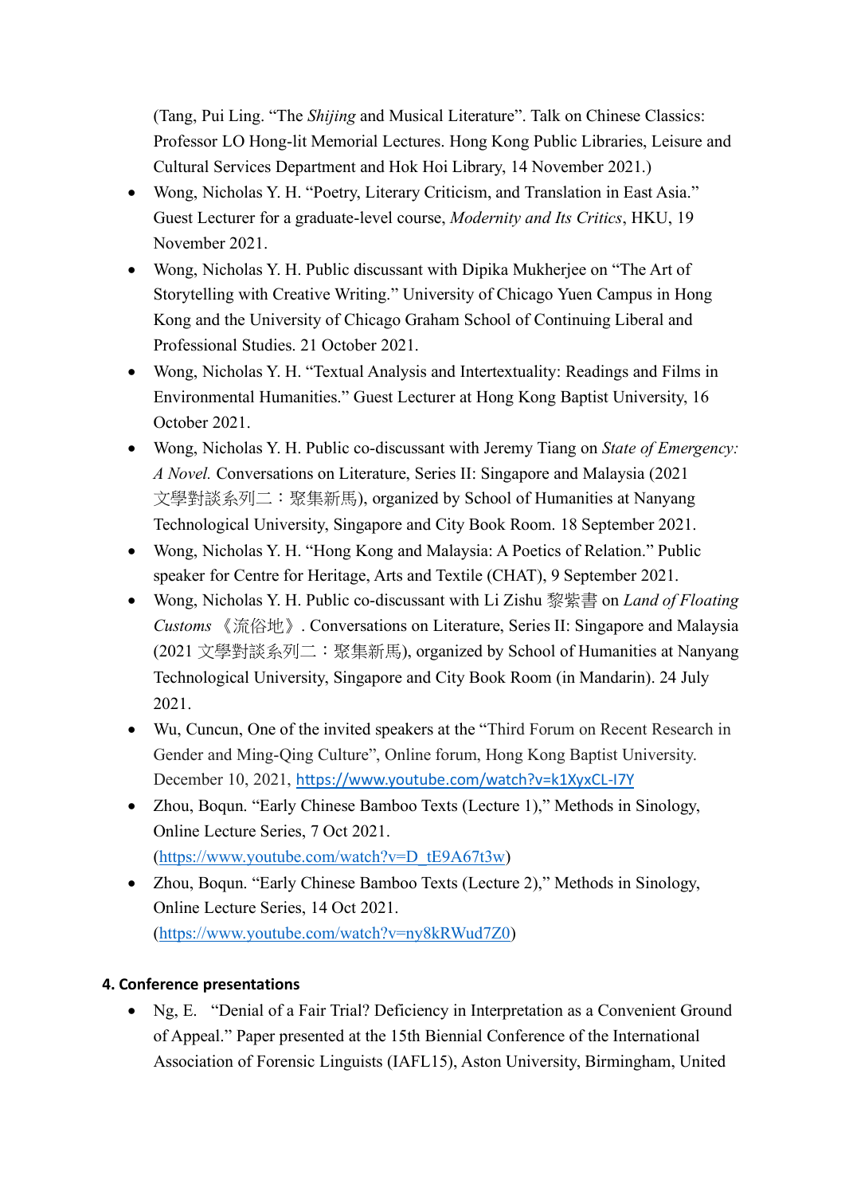(Tang, Pui Ling. "The *Shijing* and Musical Literature". Talk on Chinese Classics: Professor LO Hong-lit Memorial Lectures. Hong Kong Public Libraries, Leisure and Cultural Services Department and Hok Hoi Library, 14 November 2021.)

- Wong, Nicholas Y. H. "Poetry, Literary Criticism, and Translation in East Asia." Guest Lecturer for a graduate-level course, *Modernity and Its Critics*, HKU, 19 November 2021.
- Wong, Nicholas Y. H. Public discussant with Dipika Mukherjee on "The Art of Storytelling with Creative Writing." University of Chicago Yuen Campus in Hong Kong and the University of Chicago Graham School of Continuing Liberal and Professional Studies. 21 October 2021.
- Wong, Nicholas Y. H. "Textual Analysis and Intertextuality: Readings and Films in Environmental Humanities." Guest Lecturer at Hong Kong Baptist University, 16 October 2021.
- Wong, Nicholas Y. H. Public co-discussant with Jeremy Tiang on *State of Emergency: A Novel.* Conversations on Literature, Series II: Singapore and Malaysia (2021 文學對談系列二：聚集新馬), organized by School of Humanities at Nanyang Technological University, Singapore and City Book Room. 18 September 2021.
- Wong, Nicholas Y. H. "Hong Kong and Malaysia: A Poetics of Relation." Public speaker for Centre for Heritage, Arts and Textile (CHAT), 9 September 2021.
- Wong, Nicholas Y. H. Public co-discussant with Li Zishu 黎紫書 on *Land of Floating Customs* 《流俗地》. Conversations on Literature, Series II: Singapore and Malaysia (2021 文學對談系列二：聚集新馬), organized by School of Humanities at Nanyang Technological University, Singapore and City Book Room (in Mandarin). 24 July 2021.
- Wu, Cuncun, One of the invited speakers at the "Third Forum on Recent Research in Gender and Ming-Qing Culture", Online forum, Hong Kong Baptist University. December 10, 2021, https://www.youtube.com/watch?v=k1XyxCL-I7Y
- Zhou, Boqun. "Early Chinese Bamboo Texts (Lecture 1)," Methods in Sinology, Online Lecture Series, 7 Oct 2021. (https://www.youtube.com/watch?v=D_tE9A67t3w)
- Zhou, Boqun. "Early Chinese Bamboo Texts (Lecture 2)," Methods in Sinology, Online Lecture Series, 14 Oct 2021. (https://www.youtube.com/watch?v=ny8kRWud7Z0)

**4. Conference presentations**

- Ng, E. "Denial of a Fair Trial? Deficiency in Interpretation as a Convenient Ground of Appeal." Paper presented at the 15th Biennial Conference of the International Association of Forensic Linguists (IAFL15), Aston University, Birmingham, United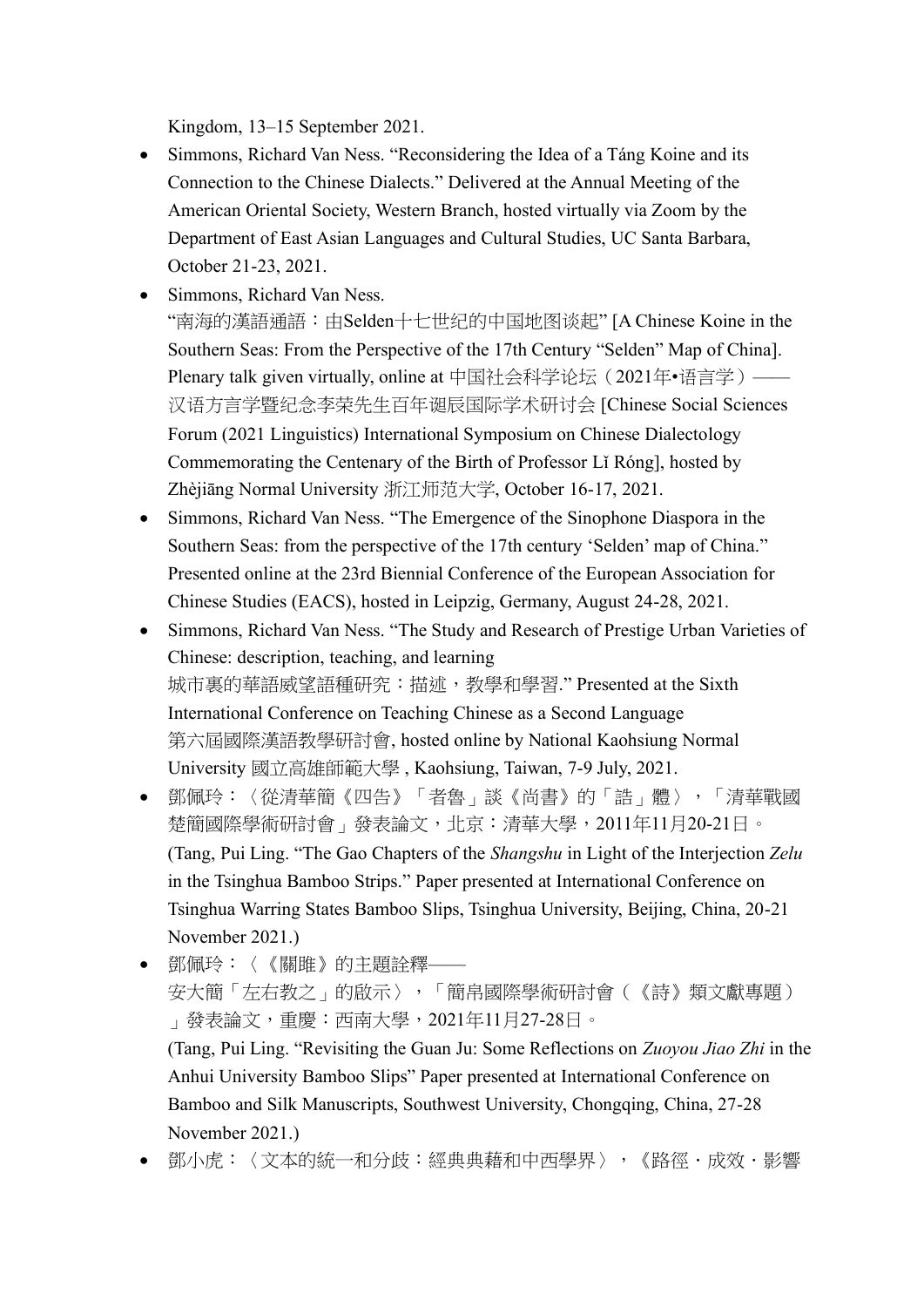Kingdom, 13–15 September 2021.

- Simmons, Richard Van Ness. "Reconsidering the Idea of a Táng Koine and its Connection to the Chinese Dialects." Delivered at the Annual Meeting of the American Oriental Society, Western Branch, hosted virtually via Zoom by the Department of East Asian Languages and Cultural Studies, UC Santa Barbara, October 21-23, 2021.
- Simmons, Richard Van Ness. "南海的漢語通語：由Selden十七世纪的中国地图谈起" [A Chinese Koine in the Southern Seas: From the Perspective of the 17th Century "Selden" Map of China]. Plenary talk given virtually, online at 中国社会科学论坛（2021年•语言学）——汉语方言学暨纪念李荣先生百年诞辰国际学术研讨会 [Chinese Social Sciences Forum (2021 Linguistics) International Symposium on Chinese Dialectology Commemorating the Centenary of the Birth of Professor Lǐ Róng], hosted by Zhèjiāng Normal University 浙江师范大学, October 16-17, 2021.
- Simmons, Richard Van Ness. "The Emergence of the Sinophone Diaspora in the Southern Seas: from the perspective of the 17th century 'Selden' map of China." Presented online at the 23rd Biennial Conference of the European Association for Chinese Studies (EACS), hosted in Leipzig, Germany, August 24-28, 2021.
- Simmons, Richard Van Ness. "The Study and Research of Prestige Urban Varieties of Chinese: description, teaching, and learning 城市裏的華語威望語種研究：描述，教學和學習." Presented at the Sixth International Conference on Teaching Chinese as a Second Language 第六屆國際漢語教學研討會, hosted online by National Kaohsiung Normal University 國立高雄師範大學 , Kaohsiung, Taiwan, 7-9 July, 2021.
- 鄧佩玲：〈從清華簡《四告》「者魯」談《尚書》的「誥」體〉，「清華戰國楚簡國際學術研討會」發表論文，北京：清華大學，2011年11月20-21日。
(Tang, Pui Ling. "The Gao Chapters of the *Shangshu* in Light of the Interjection *Zelu* in the Tsinghua Bamboo Strips." Paper presented at International Conference on Tsinghua Warring States Bamboo Slips, Tsinghua University, Beijing, China, 20-21 November 2021.)
- 鄧佩玲：〈《關雎》的主題詮釋——安大簡「左右教之」的啟示〉，「簡帛國際學術研討會（《詩》類文獻專題）」發表論文，重慶：西南大學，2021年11月27-28日。
(Tang, Pui Ling. "Revisiting the Guan Ju: Some Reflections on *Zuoyou Jiao Zhi* in the Anhui University Bamboo Slips" Paper presented at International Conference on Bamboo and Silk Manuscripts, Southwest University, Chongqing, China, 27-28 November 2021.)
- 鄧小虎：〈文本的統一和分歧：經典典藉和中西學界〉，《路徑・成效・影響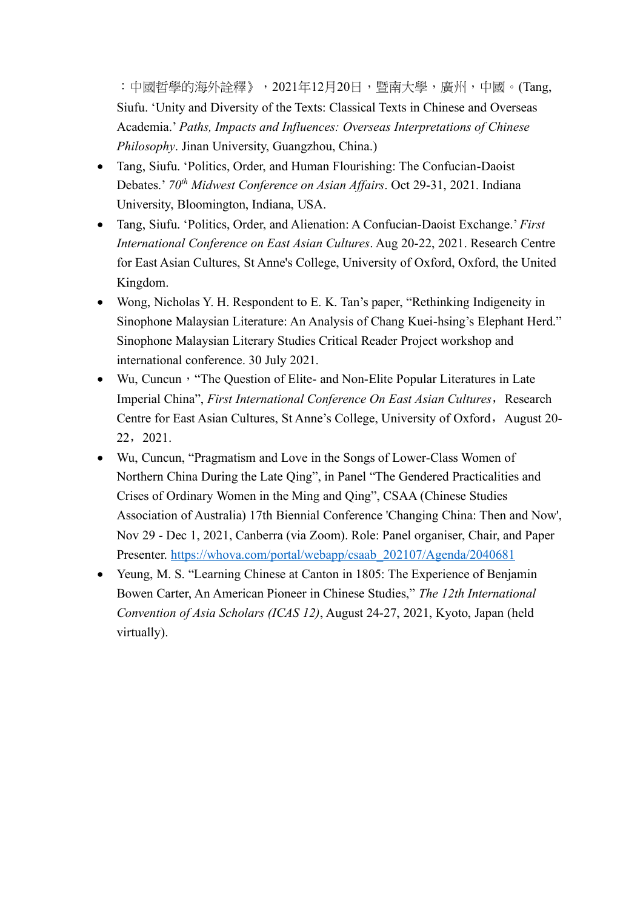：中國哲學的海外詮釋》，2021年12月20日，暨南大學，廣州，中國。(Tang, Siufu. ‘Unity and Diversity of the Texts: Classical Texts in Chinese and Overseas Academia.’ *Paths, Impacts and Influences: Overseas Interpretations of Chinese Philosophy*. Jinan University, Guangzhou, China.)

- Tang, Siufu. ‘Politics, Order, and Human Flourishing: The Confucian-Daoist Debates.’ *70th Midwest Conference on Asian Affairs*. Oct 29-31, 2021. Indiana University, Bloomington, Indiana, USA.
- Tang, Siufu. ‘Politics, Order, and Alienation: A Confucian-Daoist Exchange.’ *First International Conference on East Asian Cultures*. Aug 20-22, 2021. Research Centre for East Asian Cultures, St Anne's College, University of Oxford, Oxford, the United Kingdom.
- Wong, Nicholas Y. H. Respondent to E. K. Tan’s paper, “Rethinking Indigeneity in Sinophone Malaysian Literature: An Analysis of Chang Kuei-hsing’s Elephant Herd.” Sinophone Malaysian Literary Studies Critical Reader Project workshop and international conference. 30 July 2021.
- Wu, Cuncun，“The Question of Elite- and Non-Elite Popular Literatures in Late Imperial China”, *First International Conference On East Asian Cultures*，Research Centre for East Asian Cultures, St Anne’s College, University of Oxford，August 20-22，2021.
- Wu, Cuncun, “Pragmatism and Love in the Songs of Lower-Class Women of Northern China During the Late Qing”, in Panel “The Gendered Practicalities and Crises of Ordinary Women in the Ming and Qing”, CSAA (Chinese Studies Association of Australia) 17th Biennial Conference 'Changing China: Then and Now', Nov 29 - Dec 1, 2021, Canberra (via Zoom). Role: Panel organiser, Chair, and Paper Presenter. https://whova.com/portal/webapp/csaab_202107/Agenda/2040681
- Yeung, M. S. “Learning Chinese at Canton in 1805: The Experience of Benjamin Bowen Carter, An American Pioneer in Chinese Studies,” *The 12th International Convention of Asia Scholars (ICAS 12)*, August 24-27, 2021, Kyoto, Japan (held virtually).